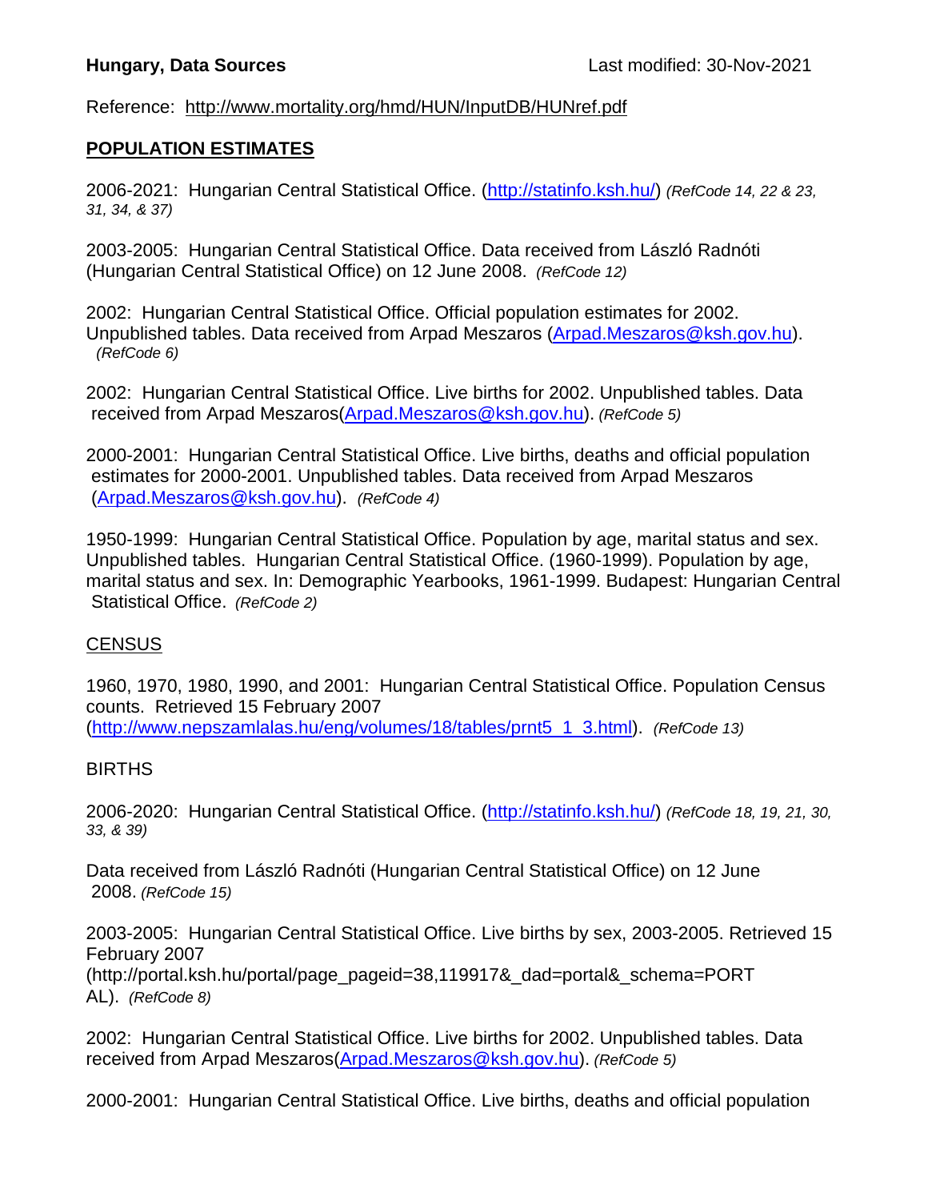**Hungary, Data Sources** Last modified: 30-Nov-2021

Reference: http://www.mortality.org/hmd/HUN/InputDB/HUNref.pdf

## POPULATION ESTIMATES

2006-2021: Hungarian Central Statistical Office. (http://statinfo.ksh.hu/) *(RefCode 14, 22 & 23, 31, 34, & 37)*

2003-2005: Hungarian Central Statistical Office. Data received from László Radnóti (Hungarian Central Statistical Office) on 12 June 2008. *(RefCode 12)*

2002: Hungarian Central Statistical Office. Official population estimates for 2002. Unpublished tables. Data received from Arpad Meszaros (Arpad.Meszaros@ksh.gov.hu). *(RefCode 6)*

2002: Hungarian Central Statistical Office. Live births for 2002. Unpublished tables. Data received from Arpad Meszaros(Arpad.Meszaros@ksh.gov.hu). *(RefCode 5)*

2000-2001: Hungarian Central Statistical Office. Live births, deaths and official population estimates for 2000-2001. Unpublished tables. Data received from Arpad Meszaros (Arpad.Meszaros@ksh.gov.hu). *(RefCode 4)*

1950-1999: Hungarian Central Statistical Office. Population by age, marital status and sex. Unpublished tables. Hungarian Central Statistical Office. (1960-1999). Population by age, marital status and sex. In: Demographic Yearbooks, 1961-1999. Budapest: Hungarian Central Statistical Office. *(RefCode 2)*

## CENSUS

1960, 1970, 1980, 1990, and 2001: Hungarian Central Statistical Office. Population Census counts. Retrieved 15 February 2007 (http://www.nepszamlalas.hu/eng/volumes/18/tables/prnt5_1_3.html). *(RefCode 13)*

## BIRTHS

2006-2020: Hungarian Central Statistical Office. (http://statinfo.ksh.hu/) *(RefCode 18, 19, 21, 30, 33, & 39)*

Data received from László Radnóti (Hungarian Central Statistical Office) on 12 June 2008. *(RefCode 15)*

2003-2005: Hungarian Central Statistical Office. Live births by sex, 2003-2005. Retrieved 15 February 2007 (http://portal.ksh.hu/portal/page_pageid=38,119917&_dad=portal&_schema=PORTAL). *(RefCode 8)*

2002: Hungarian Central Statistical Office. Live births for 2002. Unpublished tables. Data received from Arpad Meszaros(Arpad.Meszaros@ksh.gov.hu). *(RefCode 5)*

2000-2001: Hungarian Central Statistical Office. Live births, deaths and official population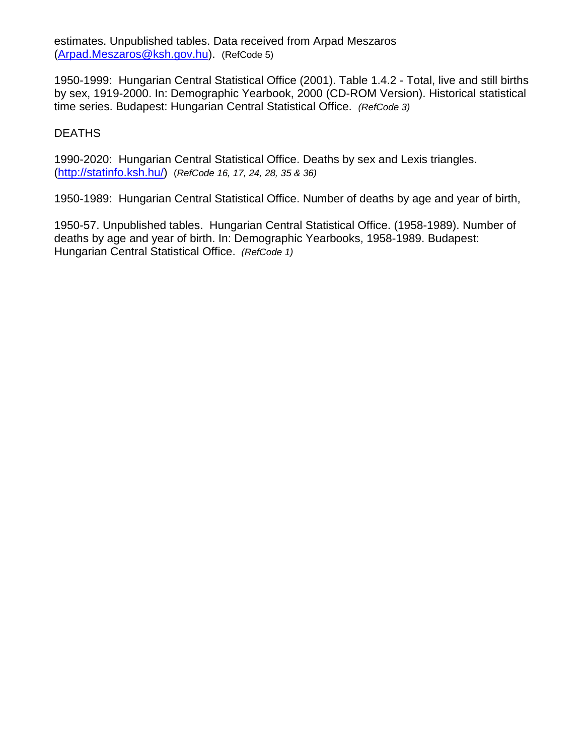estimates. Unpublished tables. Data received from Arpad Meszaros (Arpad.Meszaros@ksh.gov.hu). (RefCode 5)

1950-1999: Hungarian Central Statistical Office (2001). Table 1.4.2 - Total, live and still births by sex, 1919-2000. In: Demographic Yearbook, 2000 (CD-ROM Version). Historical statistical time series. Budapest: Hungarian Central Statistical Office. *(RefCode 3)*

DEATHS

1990-2020: Hungarian Central Statistical Office. Deaths by sex and Lexis triangles. (http://statinfo.ksh.hu/) (*RefCode 16, 17, 24, 28, 35 & 36)*

1950-1989: Hungarian Central Statistical Office. Number of deaths by age and year of birth,

1950-57. Unpublished tables. Hungarian Central Statistical Office. (1958-1989). Number of deaths by age and year of birth. In: Demographic Yearbooks, 1958-1989. Budapest: Hungarian Central Statistical Office. *(RefCode 1)*